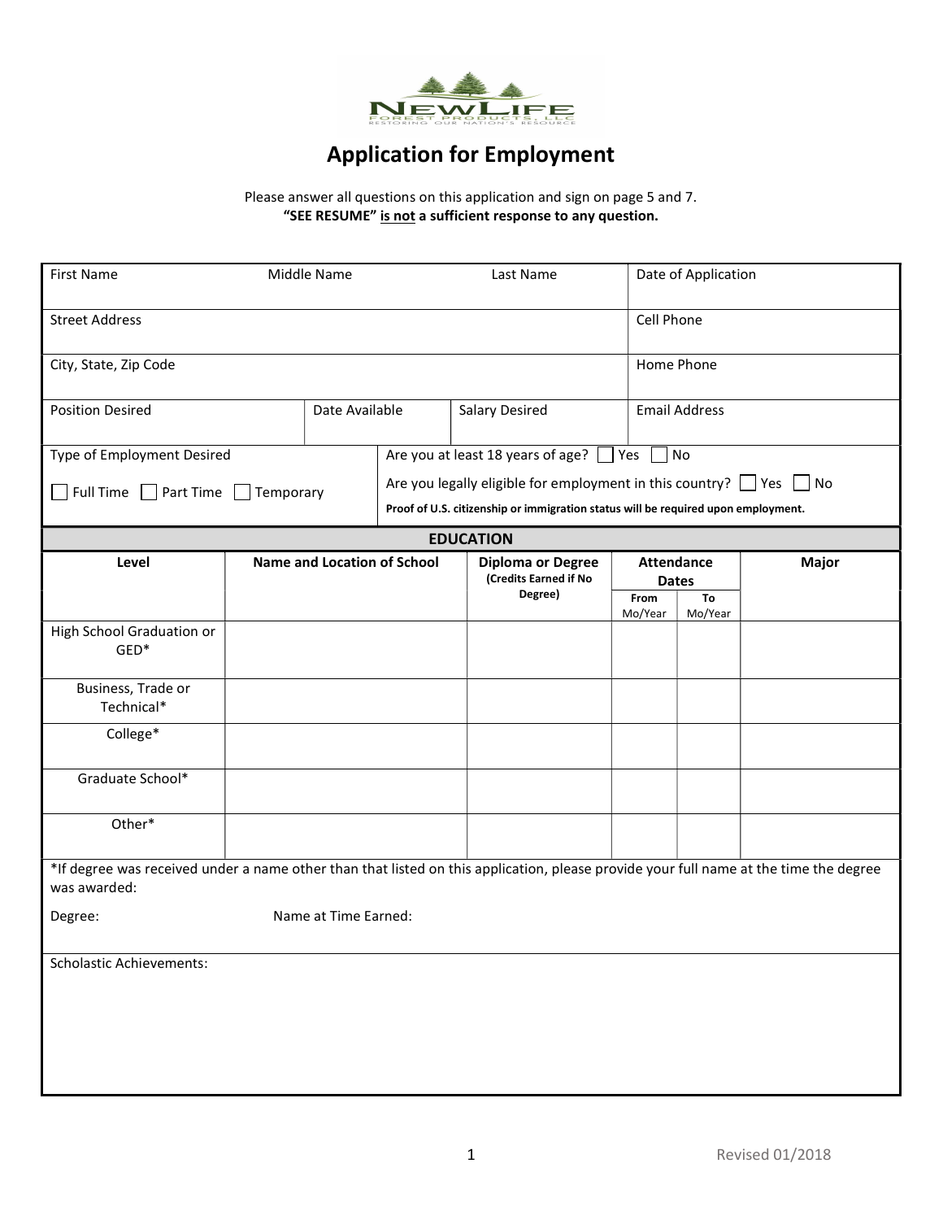# Application for Employment

Please answer all questions on this application and sign on page 5 and 7.

**"SEE RESUME" is not a sufficient response to any question.**

| | | | |
|---|---|---|---|
| First Name | Middle Name | Last Name | Date of Application |
| Street Address | | | Cell Phone |
| City, State, Zip Code | | | Home Phone |
| Position Desired | Date Available | Salary Desired | Email Address |

| | |
|---|---|
| Type of Employment Desired<br>☐ Full Time ☐ Part Time ☐ Temporary | Are you at least 18 years of age? ☐ Yes ☐ No<br>Are you legally eligible for employment in this country? ☐ Yes ☐ No<br>**Proof of U.S. citizenship or immigration status will be required upon employment.** |

## EDUCATION

| Level | Name and Location of School | Diploma or Degree (Credits Earned if No Degree) | Attendance Dates | | Major |
|---|---|---|---|---|---|
| | | | From Mo/Year | To Mo/Year | |
| High School Graduation or GED* | | | | | |
| Business, Trade or Technical* | | | | | |
| College* | | | | | |
| Graduate School* | | | | | |
| Other* | | | | | |

*If degree was received under a name other than that listed on this application, please provide your full name at the time the degree was awarded:

Degree: Name at Time Earned:

Scholastic Achievements:

Revised 01/2018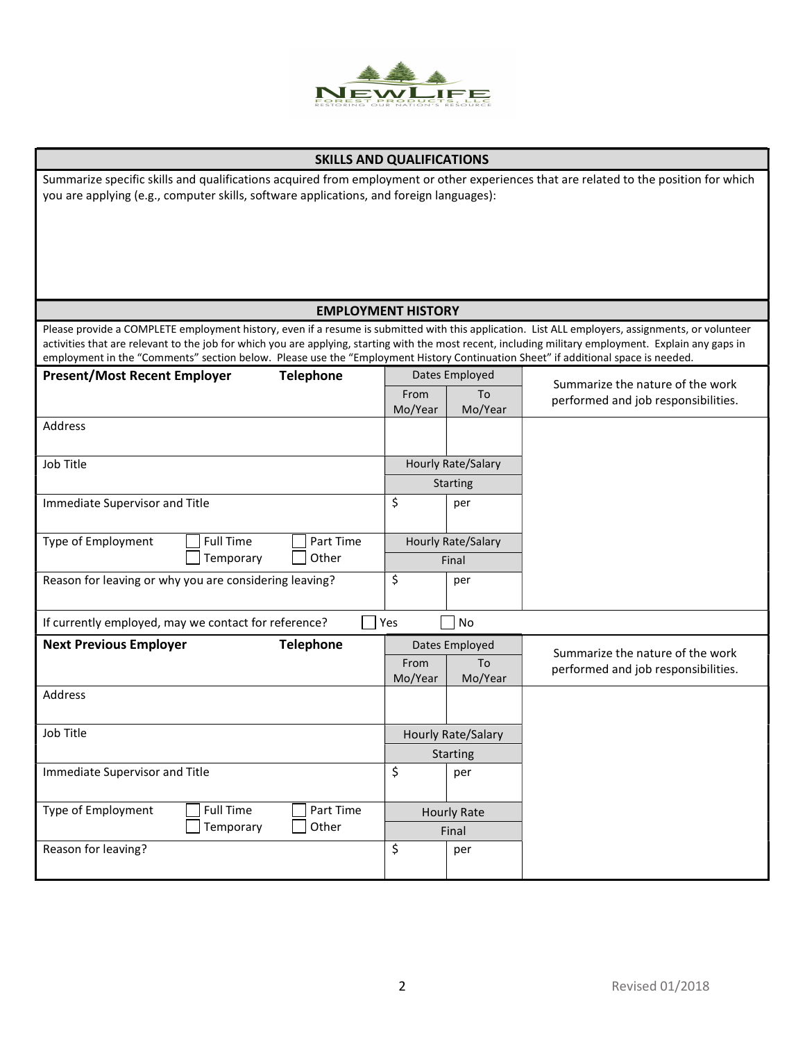## SKILLS AND QUALIFICATIONS

Summarize specific skills and qualifications acquired from employment or other experiences that are related to the position for which you are applying (e.g., computer skills, software applications, and foreign languages):

## EMPLOYMENT HISTORY

Please provide a COMPLETE employment history, even if a resume is submitted with this application. List ALL employers, assignments, or volunteer activities that are relevant to the job for which you are applying, starting with the most recent, including military employment. Explain any gaps in employment in the "Comments" section below. Please use the "Employment History Continuation Sheet" if additional space is needed.

| **Present/Most Recent Employer** | **Telephone** | Dates Employed | | Summarize the nature of the work performed and job responsibilities. |
|---|---|---|---|---|
| | | From Mo/Year | To Mo/Year | |
| Address | | | | |
| Job Title | | Hourly Rate/Salary | | |
| | | Starting | | |
| Immediate Supervisor and Title | | $ | per | |
| Type of Employment ☐ Full Time ☐ Part Time ☐ Temporary ☐ Other | | Hourly Rate/Salary | | |
| | | Final | | |
| Reason for leaving or why you are considering leaving? | | $ | per | |
| If currently employed, may we contact for reference? | | ☐ Yes | ☐ No | |

| **Next Previous Employer** | **Telephone** | Dates Employed | | Summarize the nature of the work performed and job responsibilities. |
|---|---|---|---|---|
| | | From Mo/Year | To Mo/Year | |
| Address | | | | |
| Job Title | | Hourly Rate/Salary | | |
| | | Starting | | |
| Immediate Supervisor and Title | | $ | per | |
| Type of Employment ☐ Full Time ☐ Part Time ☐ Temporary ☐ Other | | Hourly Rate | | |
| | | Final | | |
| Reason for leaving? | | $ | per | |

Revised 01/2018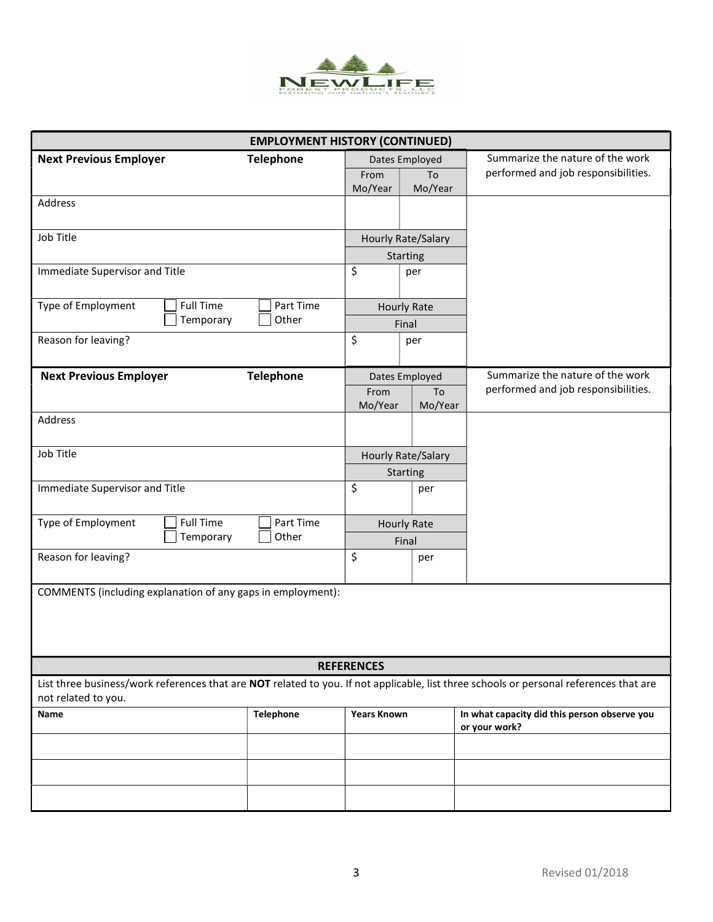## EMPLOYMENT HISTORY (CONTINUED)

| **Next Previous Employer** | **Telephone** | Dates Employed | | Summarize the nature of the work performed and job responsibilities. |
|---|---|---|---|---|
| | | From Mo/Year | To Mo/Year | |
| Address | | | | |
| Job Title | | Hourly Rate/Salary | | |
| | | Starting | | |
| Immediate Supervisor and Title | | $ | per | |
| Type of Employment ☐ Full Time ☐ Temporary | ☐ Part Time ☐ Other | Hourly Rate | | |
| | | Final | | |
| Reason for leaving? | | $ | per | |

| **Next Previous Employer** | **Telephone** | Dates Employed | | Summarize the nature of the work performed and job responsibilities. |
|---|---|---|---|---|
| | | From Mo/Year | To Mo/Year | |
| Address | | | | |
| Job Title | | Hourly Rate/Salary | | |
| | | Starting | | |
| Immediate Supervisor and Title | | $ | per | |
| Type of Employment ☐ Full Time ☐ Temporary | ☐ Part Time ☐ Other | Hourly Rate | | |
| | | Final | | |
| Reason for leaving? | | $ | per | |

COMMENTS (including explanation of any gaps in employment):

## REFERENCES

List three business/work references that are **NOT** related to you. If not applicable, list three schools or personal references that are not related to you.

| **Name** | **Telephone** | **Years Known** | **In what capacity did this person observe you or your work?** |
|---|---|---|---|
| | | | |
| | | | |
| | | | |

Revised 01/2018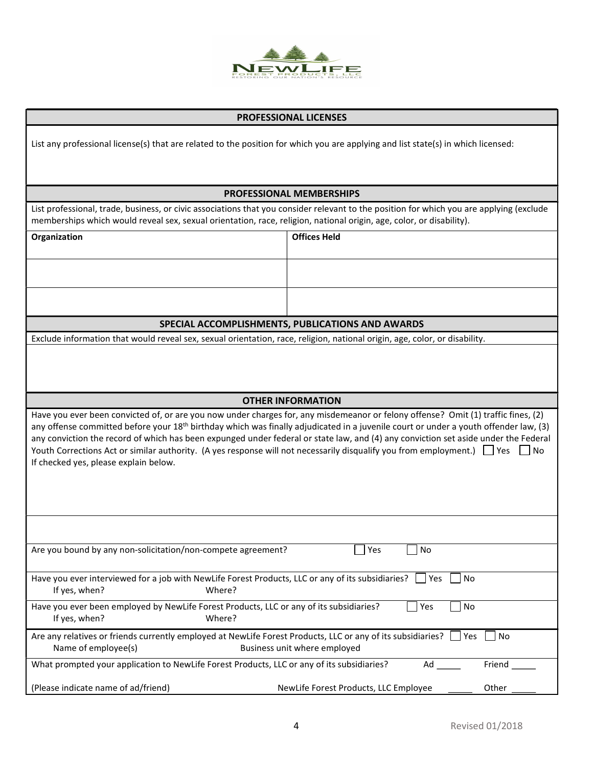## PROFESSIONAL LICENSES

List any professional license(s) that are related to the position for which you are applying and list state(s) in which licensed:

## PROFESSIONAL MEMBERSHIPS

List professional, trade, business, or civic associations that you consider relevant to the position for which you are applying (exclude memberships which would reveal sex, sexual orientation, race, religion, national origin, age, color, or disability).

| Organization | Offices Held |
|---|---|
| | |
| | |

## SPECIAL ACCOMPLISHMENTS, PUBLICATIONS AND AWARDS

Exclude information that would reveal sex, sexual orientation, race, religion, national origin, age, color, or disability.

## OTHER INFORMATION

Have you ever been convicted of, or are you now under charges for, any misdemeanor or felony offense? Omit (1) traffic fines, (2) any offense committed before your 18th birthday which was finally adjudicated in a juvenile court or under a youth offender law, (3) any conviction the record of which has been expunged under federal or state law, and (4) any conviction set aside under the Federal Youth Corrections Act or similar authority. (A yes response will not necessarily disqualify you from employment.) ☐ Yes ☐ No

If checked yes, please explain below.

Are you bound by any non-solicitation/non-compete agreement? ☐ Yes ☐ No

Have you ever interviewed for a job with NewLife Forest Products, LLC or any of its subsidiaries? ☐ Yes ☐ No

If yes, when? Where?

Have you ever been employed by NewLife Forest Products, LLC or any of its subsidiaries? ☐ Yes ☐ No

If yes, when? Where?

Are any relatives or friends currently employed at NewLife Forest Products, LLC or any of its subsidiaries? ☐ Yes ☐ No

Name of employee(s) Business unit where employed

What prompted your application to NewLife Forest Products, LLC or any of its subsidiaries? Ad _____ Friend _____

(Please indicate name of ad/friend) NewLife Forest Products, LLC Employee _____ Other _____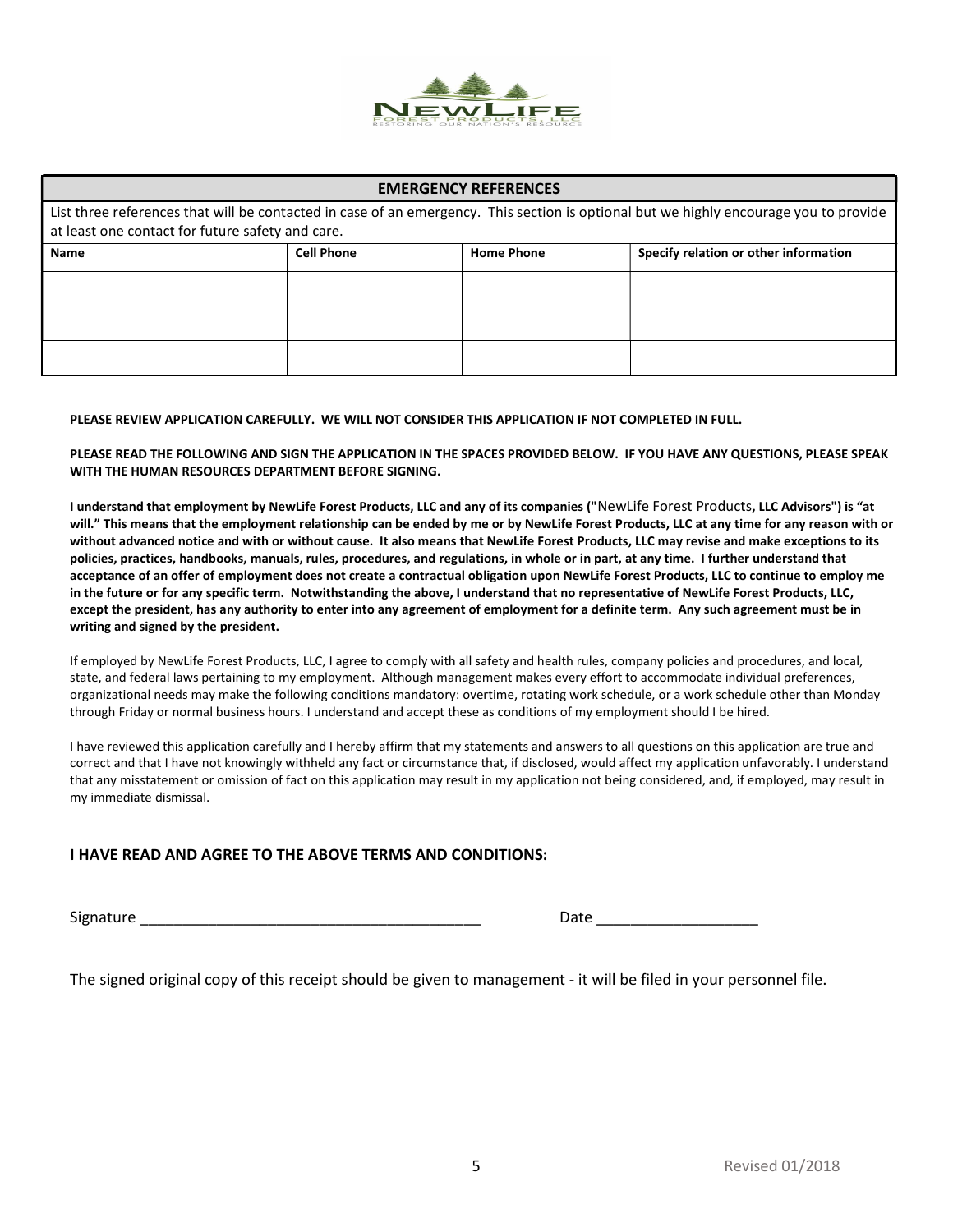| EMERGENCY REFERENCES | | | |
|---|---|---|---|
| List three references that will be contacted in case of an emergency. This section is optional but we highly encourage you to provide at least one contact for future safety and care. | | | |
| **Name** | **Cell Phone** | **Home Phone** | **Specify relation or other information** |
| | | | |
| | | | |
| | | | |

**PLEASE REVIEW APPLICATION CAREFULLY. WE WILL NOT CONSIDER THIS APPLICATION IF NOT COMPLETED IN FULL.**

**PLEASE READ THE FOLLOWING AND SIGN THE APPLICATION IN THE SPACES PROVIDED BELOW. IF YOU HAVE ANY QUESTIONS, PLEASE SPEAK WITH THE HUMAN RESOURCES DEPARTMENT BEFORE SIGNING.**

**I understand that employment by NewLife Forest Products, LLC and any of its companies ("**NewLife Forest Products**, LLC Advisors") is "at will." This means that the employment relationship can be ended by me or by NewLife Forest Products, LLC at any time for any reason with or without advanced notice and with or without cause. It also means that NewLife Forest Products, LLC may revise and make exceptions to its policies, practices, handbooks, manuals, rules, procedures, and regulations, in whole or in part, at any time. I further understand that acceptance of an offer of employment does not create a contractual obligation upon NewLife Forest Products, LLC to continue to employ me in the future or for any specific term. Notwithstanding the above, I understand that no representative of NewLife Forest Products, LLC, except the president, has any authority to enter into any agreement of employment for a definite term. Any such agreement must be in writing and signed by the president.**

If employed by NewLife Forest Products, LLC, I agree to comply with all safety and health rules, company policies and procedures, and local, state, and federal laws pertaining to my employment. Although management makes every effort to accommodate individual preferences, organizational needs may make the following conditions mandatory: overtime, rotating work schedule, or a work schedule other than Monday through Friday or normal business hours. I understand and accept these as conditions of my employment should I be hired.

I have reviewed this application carefully and I hereby affirm that my statements and answers to all questions on this application are true and correct and that I have not knowingly withheld any fact or circumstance that, if disclosed, would affect my application unfavorably. I understand that any misstatement or omission of fact on this application may result in my application not being considered, and, if employed, may result in my immediate dismissal.

**I HAVE READ AND AGREE TO THE ABOVE TERMS AND CONDITIONS:**

Signature ________________________________________ Date ___________________

The signed original copy of this receipt should be given to management - it will be filed in your personnel file.

Revised 01/2018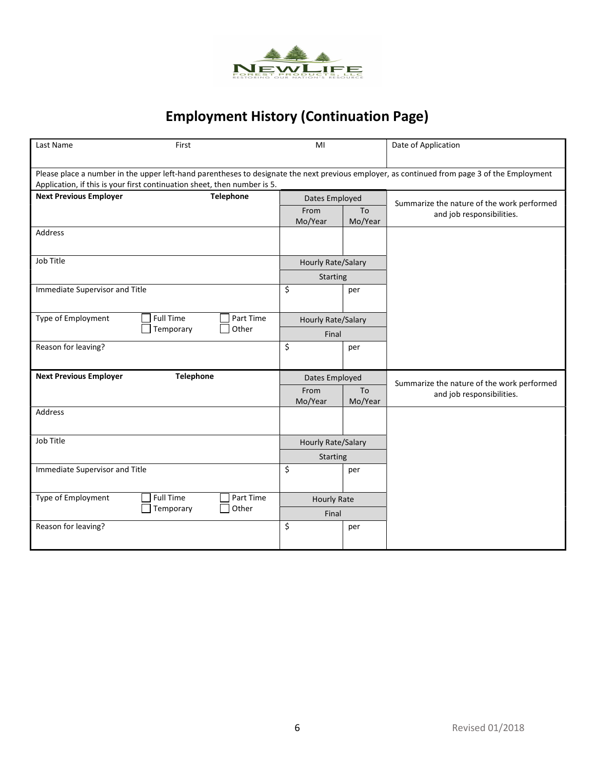# Employment History (Continuation Page)

| Last Name | First | MI | Date of Application |
|---|---|---|---|
| | | | |

Please place a number in the upper left-hand parentheses to designate the next previous employer, as continued from page 3 of the Employment Application, if this is your first continuation sheet, then number is 5.

| **Next Previous Employer** | **Telephone** | Dates Employed | | Summarize the nature of the work performed and job responsibilities. |
|---|---|---|---|---|
| | | From Mo/Year | To Mo/Year | |
| Address | | | | |
| Job Title | | Hourly Rate/Salary | | |
| | | Starting | | |
| Immediate Supervisor and Title | | $ | per | |
| Type of Employment | ☐ Full Time ☐ Temporary ☐ Part Time ☐ Other | Hourly Rate/Salary | | |
| | | Final | | |
| Reason for leaving? | | $ | per | |

| **Next Previous Employer** | **Telephone** | Dates Employed | | Summarize the nature of the work performed and job responsibilities. |
|---|---|---|---|---|
| | | From Mo/Year | To Mo/Year | |
| Address | | | | |
| Job Title | | Hourly Rate/Salary | | |
| | | Starting | | |
| Immediate Supervisor and Title | | $ | per | |
| Type of Employment | ☐ Full Time ☐ Temporary ☐ Part Time ☐ Other | Hourly Rate | | |
| | | Final | | |
| Reason for leaving? | | $ | per | |

Revised 01/2018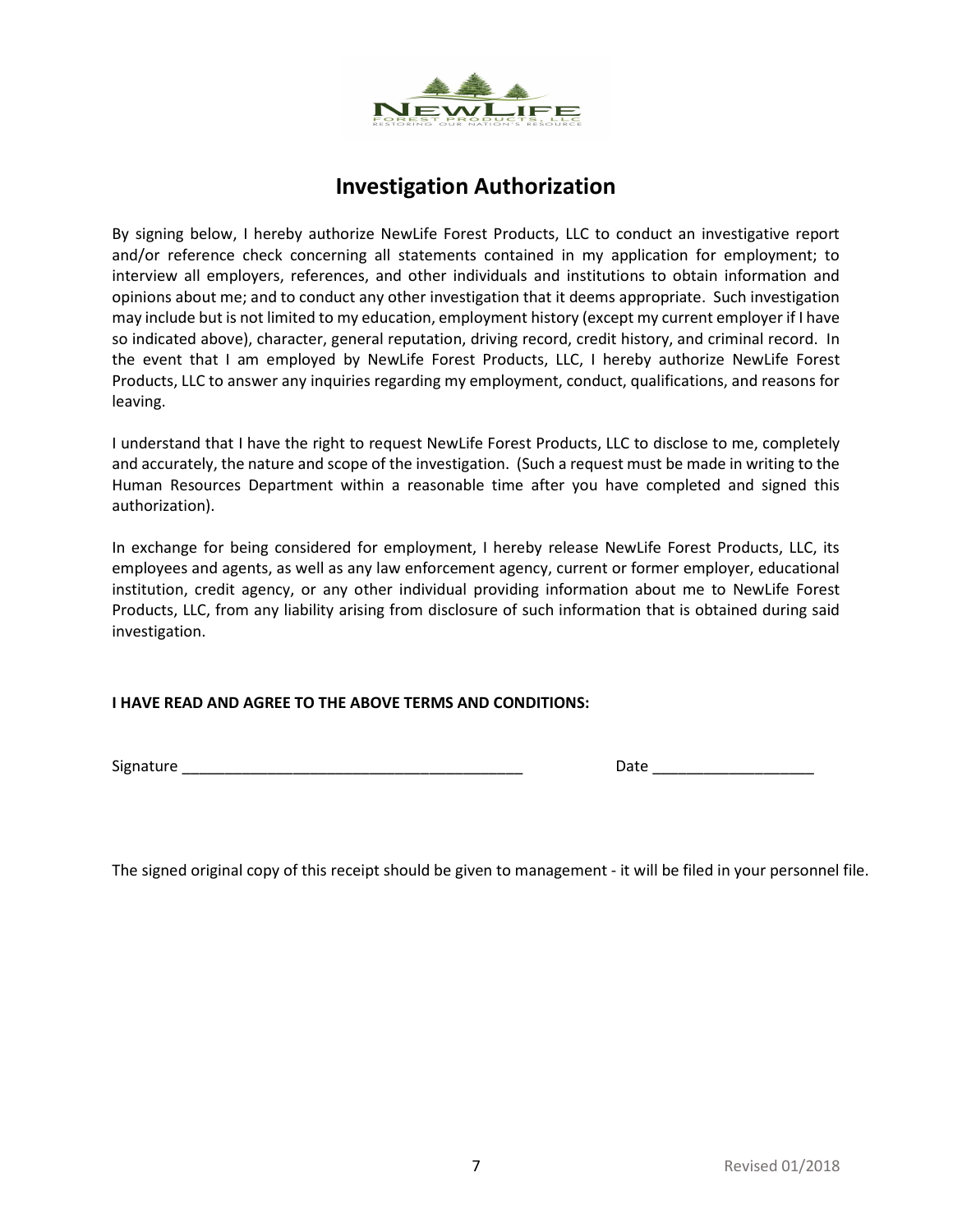# Investigation Authorization

By signing below, I hereby authorize NewLife Forest Products, LLC to conduct an investigative report and/or reference check concerning all statements contained in my application for employment; to interview all employers, references, and other individuals and institutions to obtain information and opinions about me; and to conduct any other investigation that it deems appropriate. Such investigation may include but is not limited to my education, employment history (except my current employer if I have so indicated above), character, general reputation, driving record, credit history, and criminal record. In the event that I am employed by NewLife Forest Products, LLC, I hereby authorize NewLife Forest Products, LLC to answer any inquiries regarding my employment, conduct, qualifications, and reasons for leaving.

I understand that I have the right to request NewLife Forest Products, LLC to disclose to me, completely and accurately, the nature and scope of the investigation. (Such a request must be made in writing to the Human Resources Department within a reasonable time after you have completed and signed this authorization).

In exchange for being considered for employment, I hereby release NewLife Forest Products, LLC, its employees and agents, as well as any law enforcement agency, current or former employer, educational institution, credit agency, or any other individual providing information about me to NewLife Forest Products, LLC, from any liability arising from disclosure of such information that is obtained during said investigation.

**I HAVE READ AND AGREE TO THE ABOVE TERMS AND CONDITIONS:**

Signature ________________________________________ Date ___________________

The signed original copy of this receipt should be given to management - it will be filed in your personnel file.

Revised 01/2018